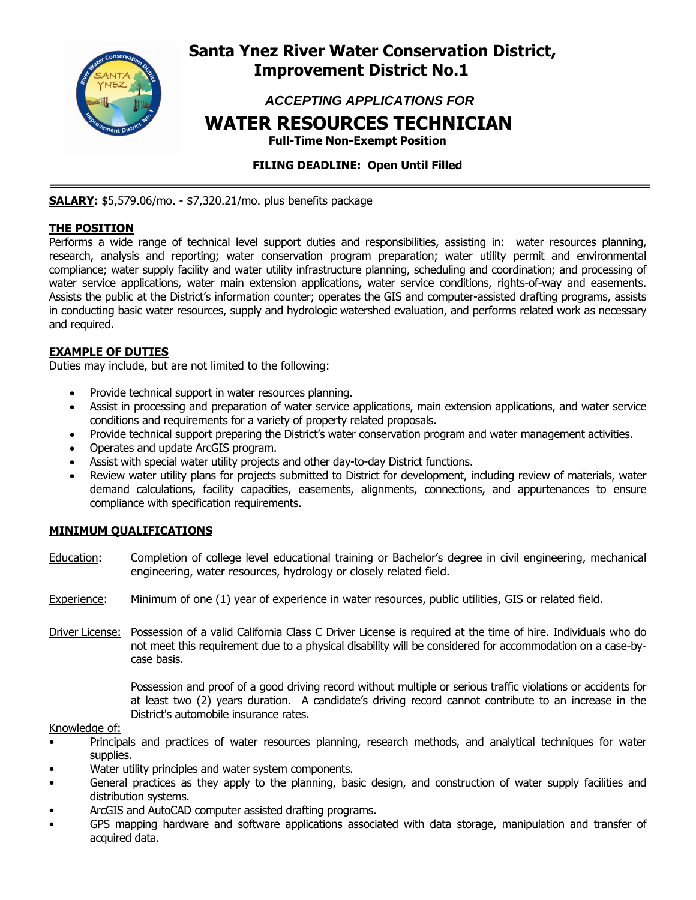# Santa Ynez River Water Conservation District, Improvement District No.1

*ACCEPTING APPLICATIONS FOR*

# WATER RESOURCES TECHNICIAN

**Full-Time Non-Exempt Position**

**FILING DEADLINE: Open Until Filled**

---

**SALARY:** $5,579.06/mo. - $7,320.21/mo. plus benefits package

## THE POSITION

Performs a wide range of technical level support duties and responsibilities, assisting in: water resources planning, research, analysis and reporting; water conservation program preparation; water utility permit and environmental compliance; water supply facility and water utility infrastructure planning, scheduling and coordination; and processing of water service applications, water main extension applications, water service conditions, rights-of-way and easements. Assists the public at the District's information counter; operates the GIS and computer-assisted drafting programs, assists in conducting basic water resources, supply and hydrologic watershed evaluation, and performs related work as necessary and required.

## EXAMPLE OF DUTIES

Duties may include, but are not limited to the following:

- Provide technical support in water resources planning.
- Assist in processing and preparation of water service applications, main extension applications, and water service conditions and requirements for a variety of property related proposals.
- Provide technical support preparing the District's water conservation program and water management activities.
- Operates and update ArcGIS program.
- Assist with special water utility projects and other day-to-day District functions.
- Review water utility plans for projects submitted to District for development, including review of materials, water demand calculations, facility capacities, easements, alignments, connections, and appurtenances to ensure compliance with specification requirements.

## MINIMUM QUALIFICATIONS

Education: Completion of college level educational training or Bachelor's degree in civil engineering, mechanical engineering, water resources, hydrology or closely related field.

Experience: Minimum of one (1) year of experience in water resources, public utilities, GIS or related field.

Driver License: Possession of a valid California Class C Driver License is required at the time of hire. Individuals who do not meet this requirement due to a physical disability will be considered for accommodation on a case-by-case basis.

Possession and proof of a good driving record without multiple or serious traffic violations or accidents for at least two (2) years duration. A candidate's driving record cannot contribute to an increase in the District's automobile insurance rates.

Knowledge of:

- Principals and practices of water resources planning, research methods, and analytical techniques for water supplies.
- Water utility principles and water system components.
- General practices as they apply to the planning, basic design, and construction of water supply facilities and distribution systems.
- ArcGIS and AutoCAD computer assisted drafting programs.
- GPS mapping hardware and software applications associated with data storage, manipulation and transfer of acquired data.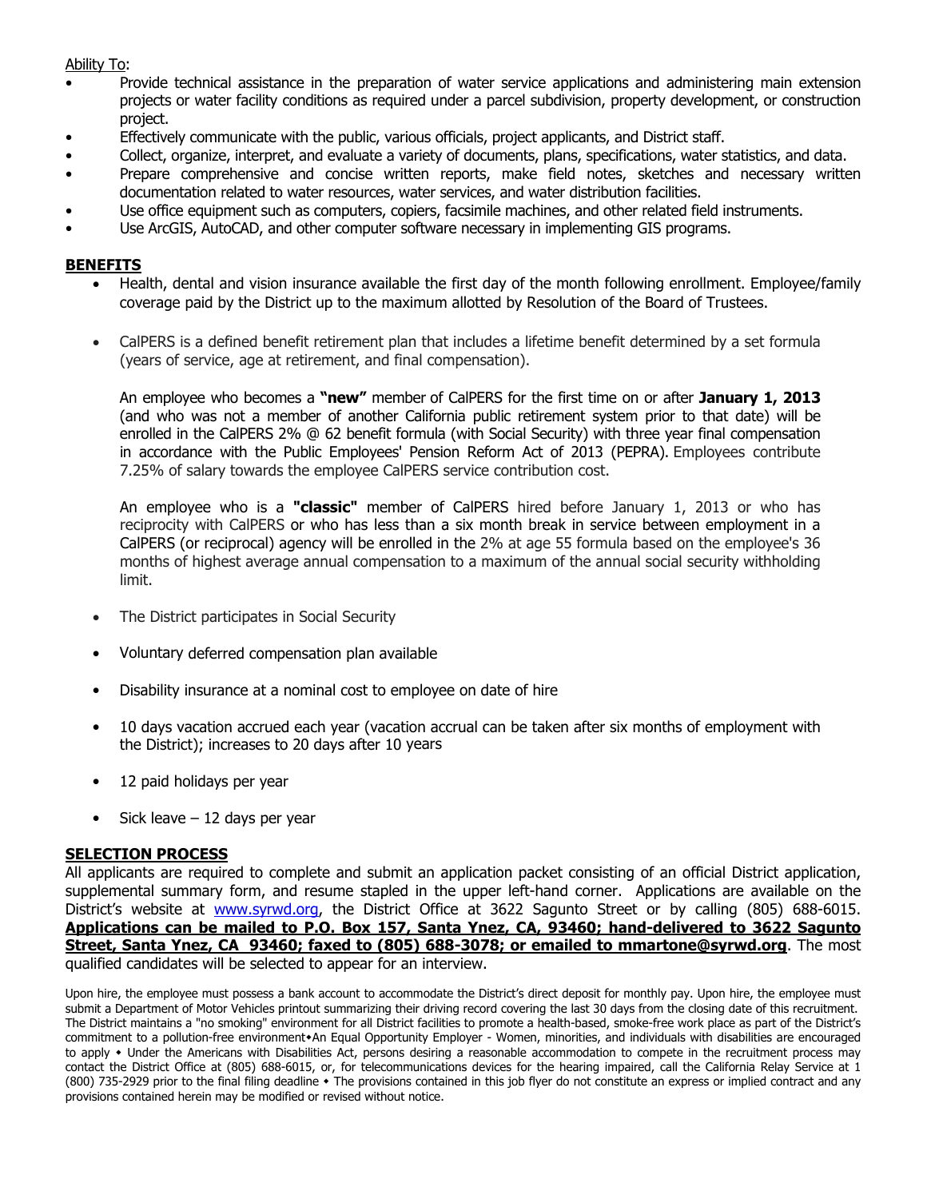Ability To:

- Provide technical assistance in the preparation of water service applications and administering main extension projects or water facility conditions as required under a parcel subdivision, property development, or construction project.
- Effectively communicate with the public, various officials, project applicants, and District staff.
- Collect, organize, interpret, and evaluate a variety of documents, plans, specifications, water statistics, and data.
- Prepare comprehensive and concise written reports, make field notes, sketches and necessary written documentation related to water resources, water services, and water distribution facilities.
- Use office equipment such as computers, copiers, facsimile machines, and other related field instruments.
- Use ArcGIS, AutoCAD, and other computer software necessary in implementing GIS programs.

## BENEFITS

- Health, dental and vision insurance available the first day of the month following enrollment. Employee/family coverage paid by the District up to the maximum allotted by Resolution of the Board of Trustees.

- CalPERS is a defined benefit retirement plan that includes a lifetime benefit determined by a set formula (years of service, age at retirement, and final compensation).

  An employee who becomes a **"new"** member of CalPERS for the first time on or after **January 1, 2013** (and who was not a member of another California public retirement system prior to that date) will be enrolled in the CalPERS 2% @ 62 benefit formula (with Social Security) with three year final compensation in accordance with the Public Employees' Pension Reform Act of 2013 (PEPRA). Employees contribute 7.25% of salary towards the employee CalPERS service contribution cost.

  An employee who is a **"classic"** member of CalPERS hired before January 1, 2013 or who has reciprocity with CalPERS or who has less than a six month break in service between employment in a CalPERS (or reciprocal) agency will be enrolled in the 2% at age 55 formula based on the employee's 36 months of highest average annual compensation to a maximum of the annual social security withholding limit.

- The District participates in Social Security

- Voluntary deferred compensation plan available

- Disability insurance at a nominal cost to employee on date of hire

- 10 days vacation accrued each year (vacation accrual can be taken after six months of employment with the District); increases to 20 days after 10 years

- 12 paid holidays per year

- Sick leave – 12 days per year

## SELECTION PROCESS

All applicants are required to complete and submit an application packet consisting of an official District application, supplemental summary form, and resume stapled in the upper left-hand corner. Applications are available on the District's website at www.syrwd.org, the District Office at 3622 Sagunto Street or by calling (805) 688-6015. **Applications can be mailed to P.O. Box 157, Santa Ynez, CA, 93460; hand-delivered to 3622 Sagunto Street, Santa Ynez, CA 93460; faxed to (805) 688-3078; or emailed to mmartone@syrwd.org**. The most qualified candidates will be selected to appear for an interview.

Upon hire, the employee must possess a bank account to accommodate the District's direct deposit for monthly pay. Upon hire, the employee must submit a Department of Motor Vehicles printout summarizing their driving record covering the last 30 days from the closing date of this recruitment. The District maintains a "no smoking" environment for all District facilities to promote a health-based, smoke-free work place as part of the District's commitment to a pollution-free environment•An Equal Opportunity Employer - Women, minorities, and individuals with disabilities are encouraged to apply • Under the Americans with Disabilities Act, persons desiring a reasonable accommodation to compete in the recruitment process may contact the District Office at (805) 688-6015, or, for telecommunications devices for the hearing impaired, call the California Relay Service at 1 (800) 735-2929 prior to the final filing deadline • The provisions contained in this job flyer do not constitute an express or implied contract and any provisions contained herein may be modified or revised without notice.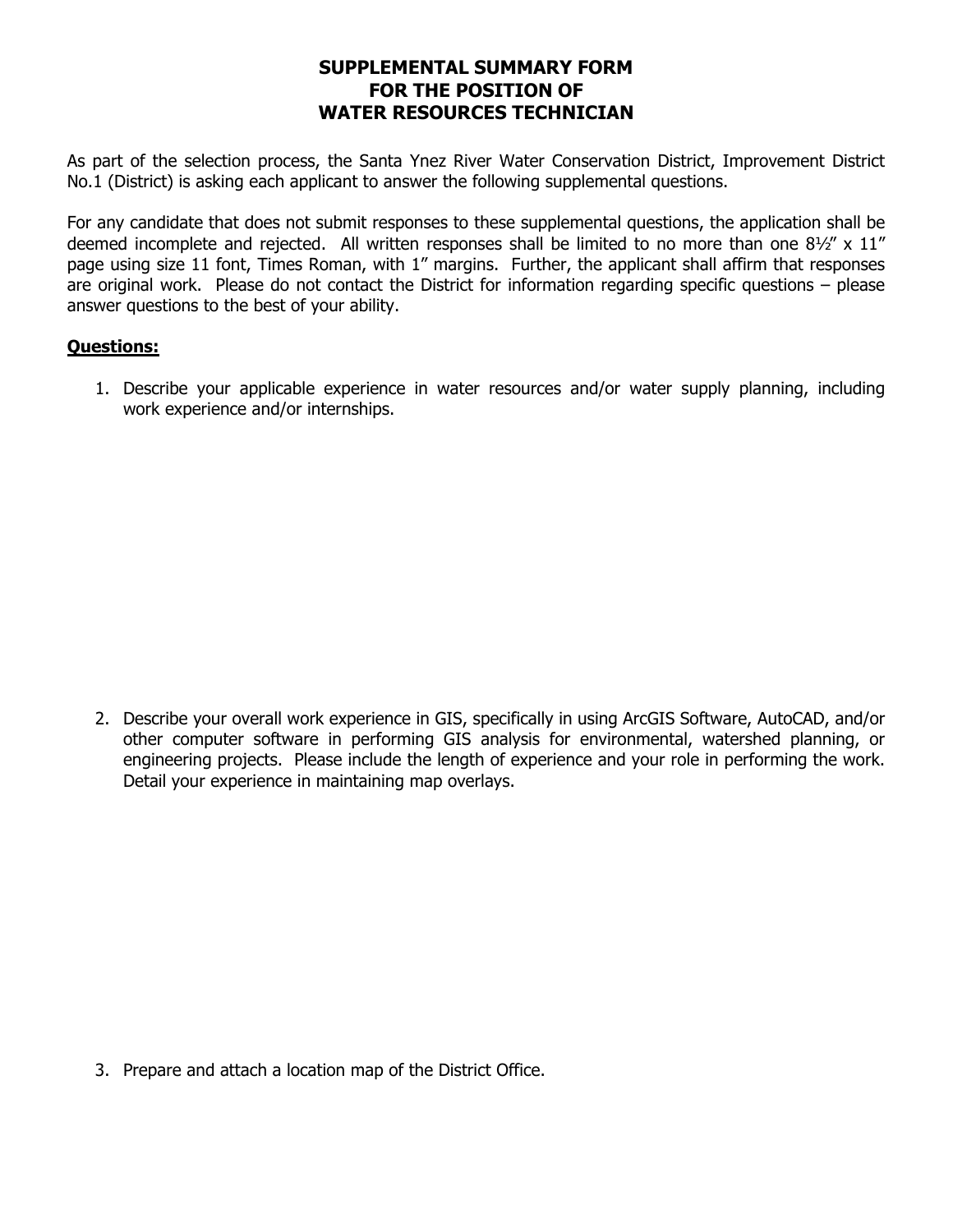**SUPPLEMENTAL SUMMARY FORM**
**FOR THE POSITION OF**
**WATER RESOURCES TECHNICIAN**

As part of the selection process, the Santa Ynez River Water Conservation District, Improvement District No.1 (District) is asking each applicant to answer the following supplemental questions.

For any candidate that does not submit responses to these supplemental questions, the application shall be deemed incomplete and rejected. All written responses shall be limited to no more than one 8½" x 11" page using size 11 font, Times Roman, with 1" margins. Further, the applicant shall affirm that responses are original work. Please do not contact the District for information regarding specific questions – please answer questions to the best of your ability.

**Questions:**

1. Describe your applicable experience in water resources and/or water supply planning, including work experience and/or internships.

2. Describe your overall work experience in GIS, specifically in using ArcGIS Software, AutoCAD, and/or other computer software in performing GIS analysis for environmental, watershed planning, or engineering projects. Please include the length of experience and your role in performing the work. Detail your experience in maintaining map overlays.

3. Prepare and attach a location map of the District Office.